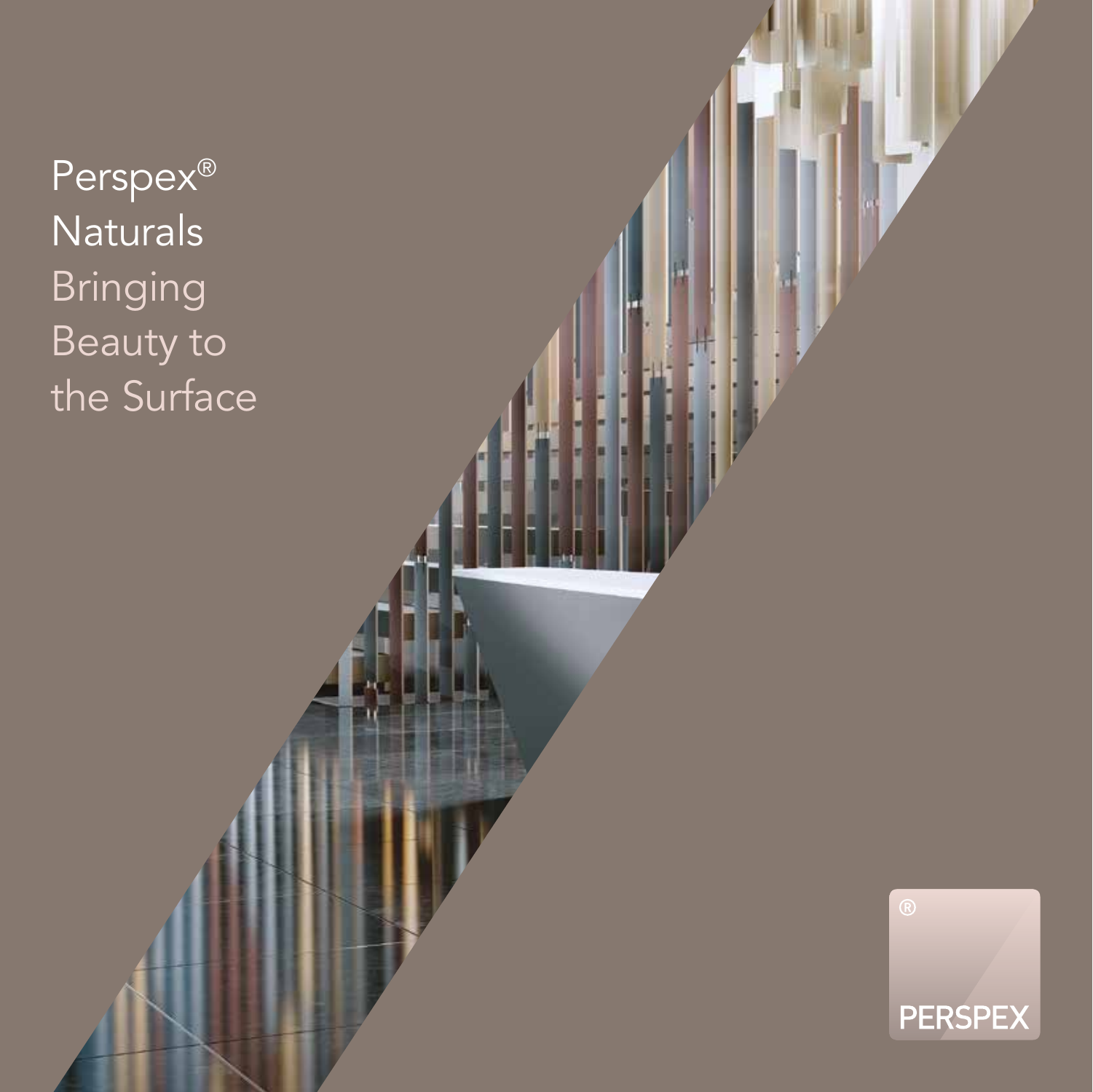# Perspex® Naturals

## Bringing Beauty to the Surface

PERSPEX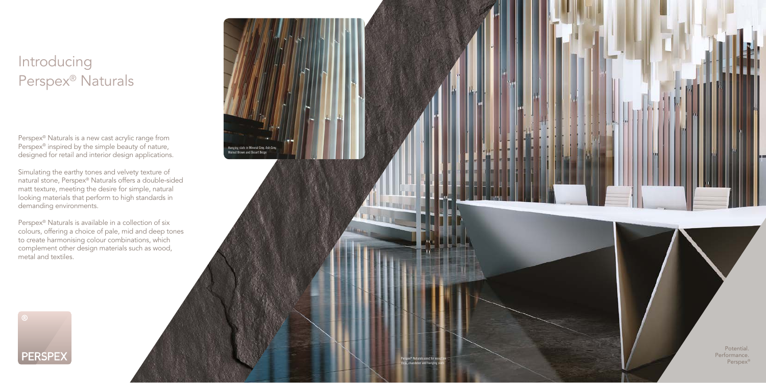# Introducing Perspex® Naturals

Perspex® Naturals is a new cast acrylic range from Perspex® inspired by the simple beauty of nature, designed for retail and interior design applications.

Simulating the earthy tones and velvety texture of natural stone, Perspex® Naturals offers a double-sided matt texture, meeting the desire for simple, natural looking materials that perform to high standards in demanding environments.

Perspex® Naturals is available in a collection of six colours, offering a choice of pale, mid and deep tones to create harmonising colour combinations, which complement other design materials such as wood, metal and textiles.

Hanging slats in Mineral Grey, Ash Grey, Walnut Brown and Desert Beige

Perspex® Naturals used for reception desk, chandelier and hanging slats

Potential.
Performance.
Perspex®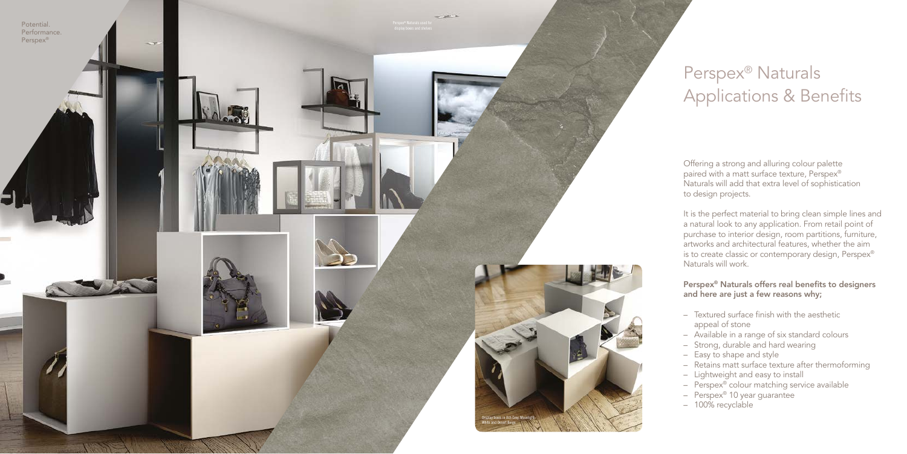Potential.
Performance.
Perspex®

Perspex® Naturals used for display boxes and shelves

# Perspex® Naturals Applications & Benefits

Offering a strong and alluring colour palette paired with a matt surface texture, Perspex® Naturals will add that extra level of sophistication to design projects.

It is the perfect material to bring clean simple lines and a natural look to any application. From retail point of purchase to interior design, room partitions, furniture, artworks and architectural features, whether the aim is to create classic or contemporary design, Perspex® Naturals will work.

**Perspex® Naturals offers real benefits to designers and here are just a few reasons why;**

- Textured surface finish with the aesthetic appeal of stone
- Available in a range of six standard colours
- Strong, durable and hard wearing
- Easy to shape and style
- Retains matt surface texture after thermoforming
- Lightweight and easy to install
- Perspex® colour matching service available
- Perspex® 10 year guarantee
- 100% recyclable

Display boxes in Ash Grey, Moonlight White and Desert Beige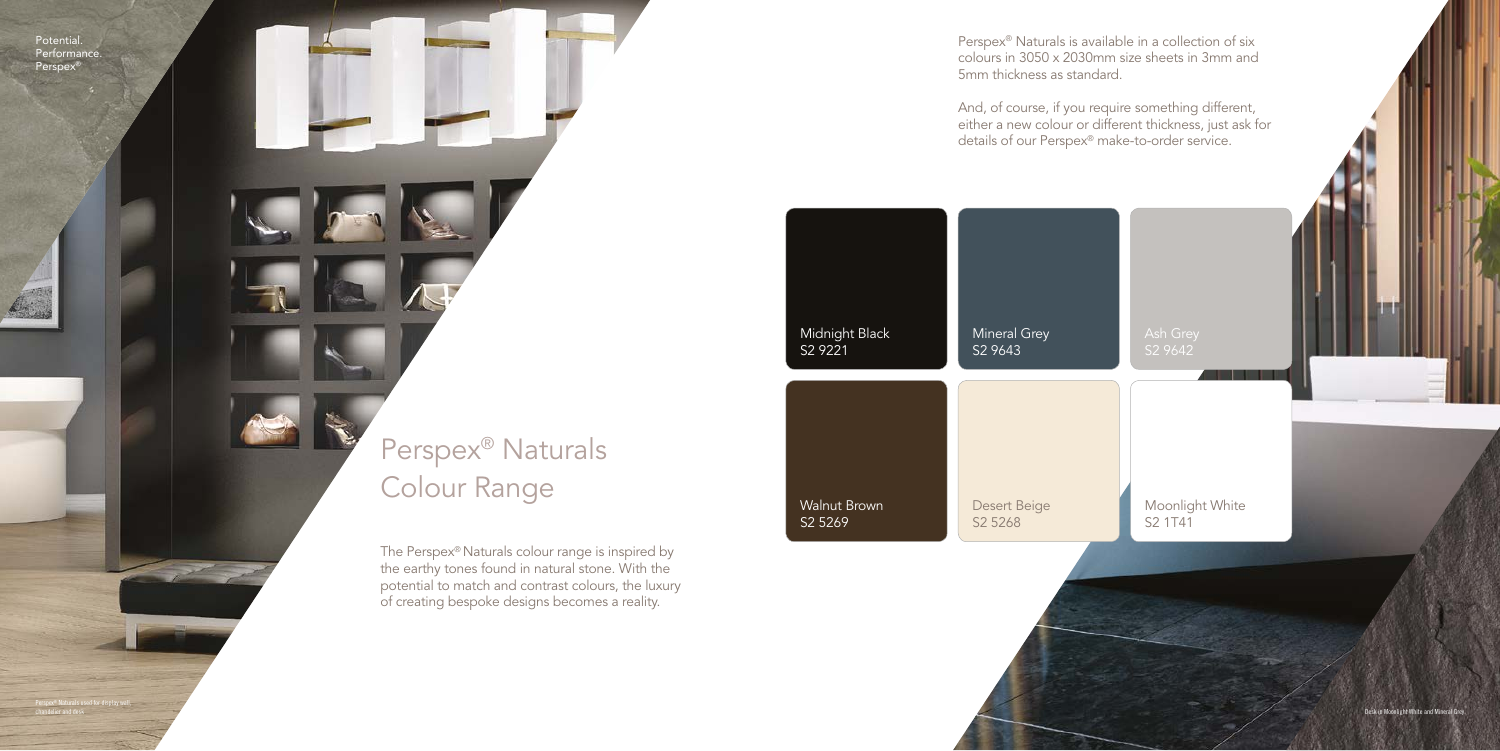Potential.
Performance.
Perspex®

# Perspex® Naturals Colour Range

The Perspex® Naturals colour range is inspired by the earthy tones found in natural stone. With the potential to match and contrast colours, the luxury of creating bespoke designs becomes a reality.

Perspex® Naturals is available in a collection of six colours in 3050 x 2030mm size sheets in 3mm and 5mm thickness as standard.

And, of course, if you require something different, either a new colour or different thickness, just ask for details of our Perspex® make-to-order service.

| | | |
|---|---|---|
| Midnight Black S2 9221 | Mineral Grey S2 9643 | Ash Grey S2 9642 |
| Walnut Brown S2 5269 | Desert Beige S2 5268 | Moonlight White S2 1T41 |

Perspex® Naturals used for display wall, chandelier and desk.

Desk in Moonlight White and Mineral Grey.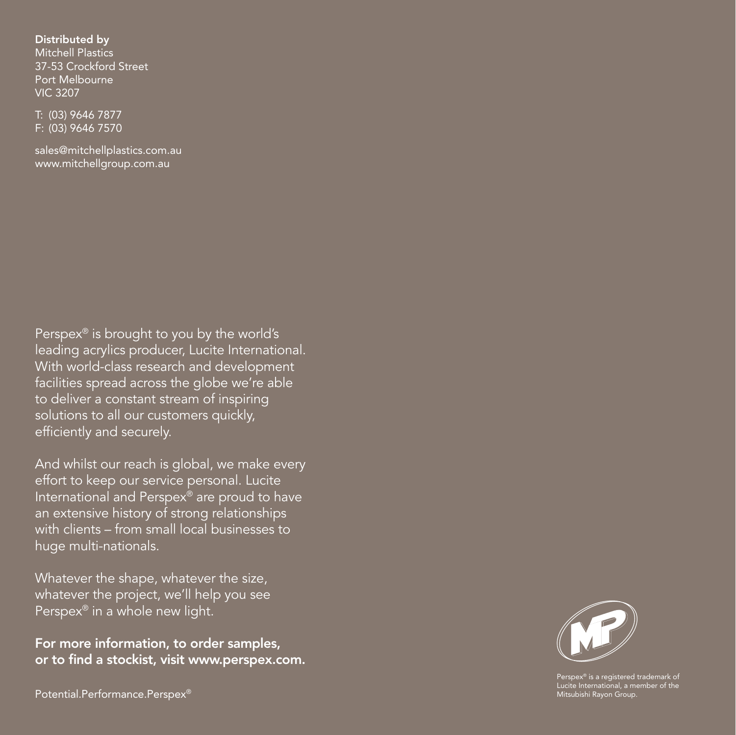**Distributed by**
Mitchell Plastics
37-53 Crockford Street
Port Melbourne
VIC 3207

T: (03) 9646 7877
F: (03) 9646 7570

sales@mitchellplastics.com.au
www.mitchellgroup.com.au

Perspex® is brought to you by the world's leading acrylics producer, Lucite International. With world-class research and development facilities spread across the globe we're able to deliver a constant stream of inspiring solutions to all our customers quickly, efficiently and securely.

And whilst our reach is global, we make every effort to keep our service personal. Lucite International and Perspex® are proud to have an extensive history of strong relationships with clients – from small local businesses to huge multi-nationals.

Whatever the shape, whatever the size, whatever the project, we'll help you see Perspex® in a whole new light.

**For more information, to order samples, or to find a stockist, visit www.perspex.com.**

Potential.Performance.Perspex®

Perspex® is a registered trademark of Lucite International, a member of the Mitsubishi Rayon Group.